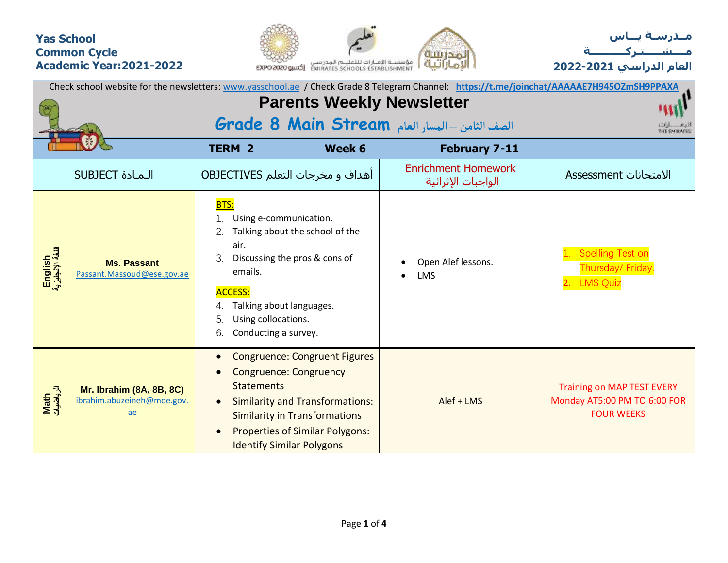**Yas School**
**Common Cycle**
**Academic Year:2021-2022**

**مـدرسـة يــاس**
**مــشـــــتـركـــــــة**
**العام الدراسي 2021-2022**

Check school website for the newsletters: www.yasschool.ae / Check Grade 8 Telegram Channel: **https://t.me/joinchat/AAAAAE7H945OZmSH9PPAXA**

# Parents Weekly Newsletter

## Grade 8 Main Stream الصف الثامن – المسار العام

**TERM 2** | **Week 6** | **February 7-11**

| SUBJECT الـمـادة | | OBJECTIVES أهداف و مخرجات التعلم | Enrichment Homework الواجبات الإثرائية | Assessment الامتحانات |
|---|---|---|---|---|
| English اللغة الإنجليزية | **Ms. Passant** Passant.Massoud@ese.gov.ae | BTS:<br>1. Using e-communication.<br>2. Talking about the school of the air.<br>3. Discussing the pros & cons of emails.<br>ACCESS:<br>4. Talking about languages.<br>5. Using collocations.<br>6. Conducting a survey. | • Open Alef lessons.<br>• LMS | 1. Spelling Test on Thursday/ Friday.<br>2. LMS Quiz |
| Math الرياضيات | **Mr. Ibrahim (8A, 8B, 8C)** ibrahim.abuzeineh@moe.gov.ae | • Congruence: Congruent Figures<br>• Congruence: Congruency Statements<br>• Similarity and Transformations: Similarity in Transformations<br>• Properties of Similar Polygons: Identify Similar Polygons | Alef + LMS | Training on MAP TEST EVERY Monday AT5:00 PM TO 6:00 FOR FOUR WEEKS |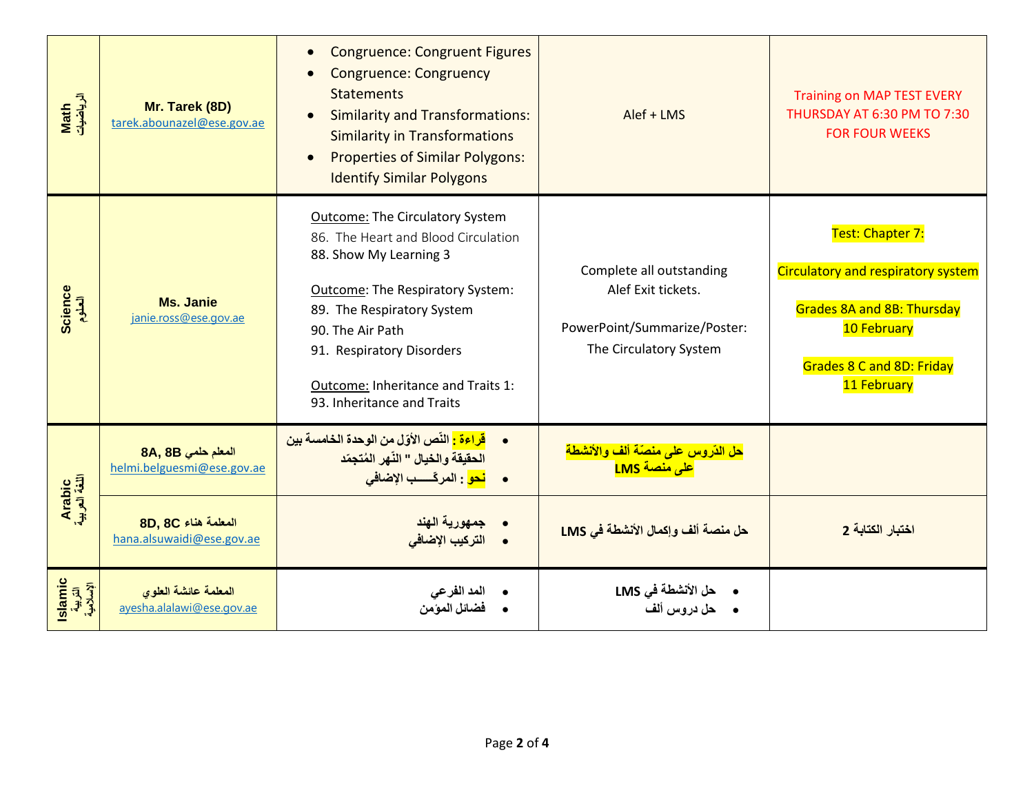| Math الرياضيات | **Mr. Tarek (8D)** tarek.abounazel@ese.gov.ae | <ul><li>Congruence: Congruent Figures</li><li>Congruence: Congruency Statements</li><li>Similarity and Transformations: Similarity in Transformations</li><li>Properties of Similar Polygons: Identify Similar Polygons</li></ul> | Alef + LMS | Training on MAP TEST EVERY THURSDAY AT 6:30 PM TO 7:30 FOR FOUR WEEKS |
|---|---|---|---|---|
| Science العلوم | **Ms. Janie** janie.ross@ese.gov.ae | Outcome: The Circulatory System<br>86. The Heart and Blood Circulation<br>88. Show My Learning 3<br><br>Outcome: The Respiratory System:<br>89. The Respiratory System<br>90. The Air Path<br>91. Respiratory Disorders<br><br>Outcome: Inheritance and Traits 1:<br>93. Inheritance and Traits | Complete all outstanding Alef Exit tickets.<br><br>PowerPoint/Summarize/Poster: The Circulatory System | Test: Chapter 7:<br><br>Circulatory and respiratory system<br><br>Grades 8A and 8B: Thursday 10 February<br><br>Grades 8 C and 8D: Friday 11 February |
| Arabic اللغة العربية | **المعلم حلمي 8A, 8B** helmi.belguesmi@ese.gov.ae | <ul><li>قراءة : النّص الأوّل من الوحدة الخامسة بين الحقيقة والخيال " النّهر المُتجمّد</li><li>نحو : المركّــــب الإضافي</li></ul> | حل الدّروس على منصّة ألف والأنشطة على منصة LMS | |
| | **المعلمة هناء 8D, 8C** hana.alsuwaidi@ese.gov.ae | <ul><li>جمهورية الهند</li><li>التركيب الإضافي</li></ul> | حل منصة ألف وإكمال الأنشطة في LMS | اختبار الكتابة 2 |
| Islamic التربية الإسلامية | **المعلمة عائشة العلوي** ayesha.alalawi@ese.gov.ae | <ul><li>المد الفرعي</li><li>فضائل المؤمن</li></ul> | <ul><li>حل الأنشطة في LMS</li><li>حل دروس ألف</li></ul> | |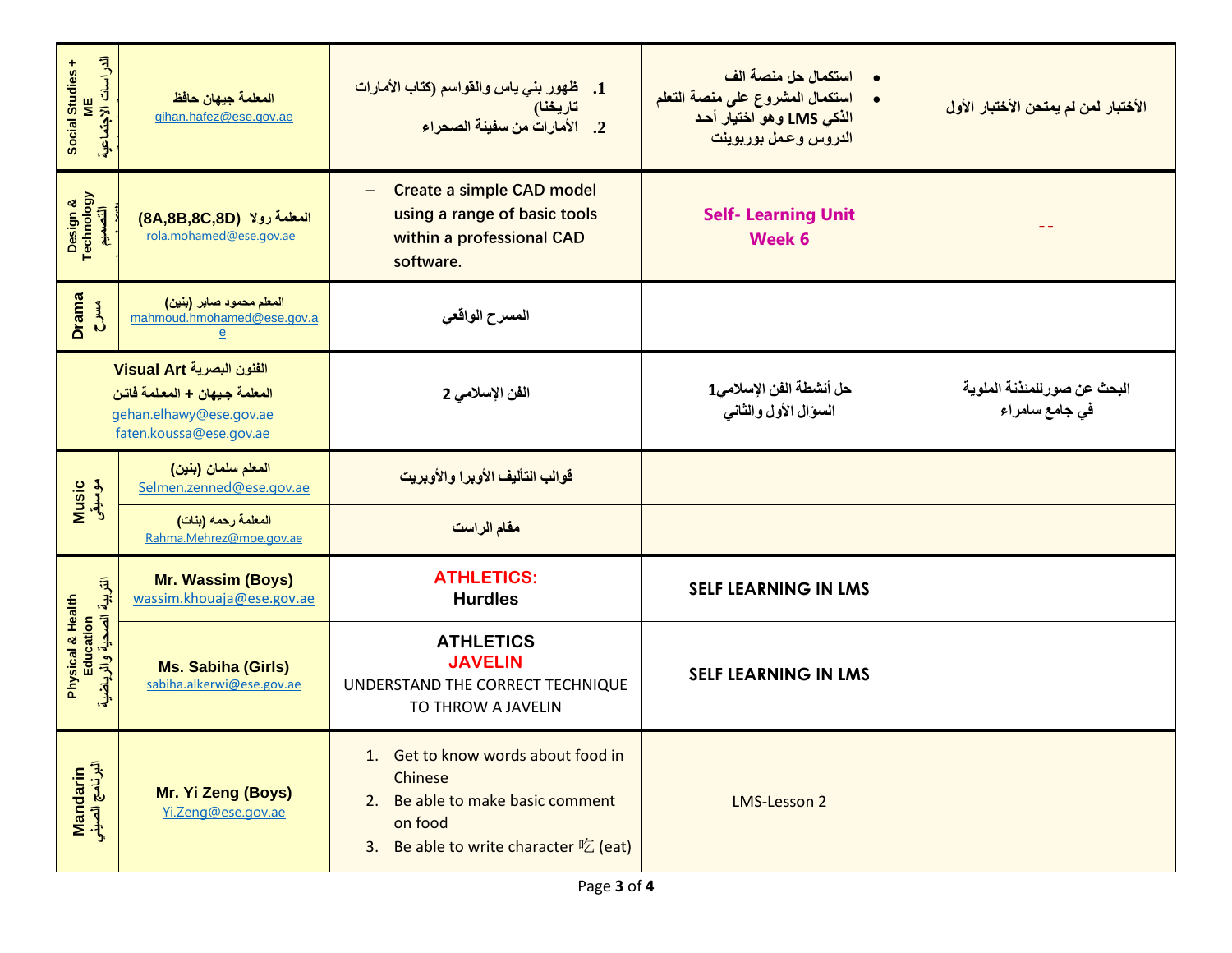| | | | | |
|---|---|---|---|---|
| Social Studies + ME الدراسات الاجتماعية | المعلمة جيهان حافظ gihan.hafez@ese.gov.ae | 1. ظهور بني ياس والقواسم (كتاب الأمارات تاريخنا) 2. الأمارات من سفينة الصحراء | • استكمال حل منصة الف • استكمال المشروع على منصة التعلم الذكي LMS وهو اختيار أحد الدروس وعمل بوربوينت | الأختبار لمن لم يمتحن الأختبار الأول |
| Design & Technology التصميم | المعلمة رولا (8A,8B,8C,8D) rola.mohamed@ese.gov.ae | – Create a simple CAD model using a range of basic tools within a professional CAD software. | **Self- Learning Unit Week 6** | -- |
| Drama مسرح | المعلم محمود صابر (بنين) mahmoud.hmohamed@ese.gov.ae | المسرح الواقعي | | |
| Visual Art الفنون البصرية المعلمة جيهان + المعلمة فاتن gehan.elhawy@ese.gov.ae faten.koussa@ese.gov.ae | | الفن الإسلامي 2 | حل أنشطة الفن الإسلامي1 السؤال الأول والثاني | البحث عن صورللمئذنة الملوية في جامع سامراء |
| Music موسيقى | المعلم سلمان (بنين) Selmen.zenned@ese.gov.ae | قوالب التأليف الأوبرا والأوبريت | | |
| | المعلمة رحمه (بنات) Rahma.Mehrez@moe.gov.ae | مقام الراست | | |
| Physical & Health Education التربية الصحية والرياضية | **Mr. Wassim (Boys)** wassim.khouaja@ese.gov.ae | **ATHLETICS: Hurdles** | **SELF LEARNING IN LMS** | |
| | **Ms. Sabiha (Girls)** sabiha.alkerwi@ese.gov.ae | **ATHLETICS JAVELIN** UNDERSTAND THE CORRECT TECHNIQUE TO THROW A JAVELIN | **SELF LEARNING IN LMS** | |
| Mandarin البرنامج الصيني | **Mr. Yi Zeng (Boys)** Yi.Zeng@ese.gov.ae | 1. Get to know words about food in Chinese 2. Be able to make basic comment on food 3. Be able to write character 吃 (eat) | LMS-Lesson 2 | |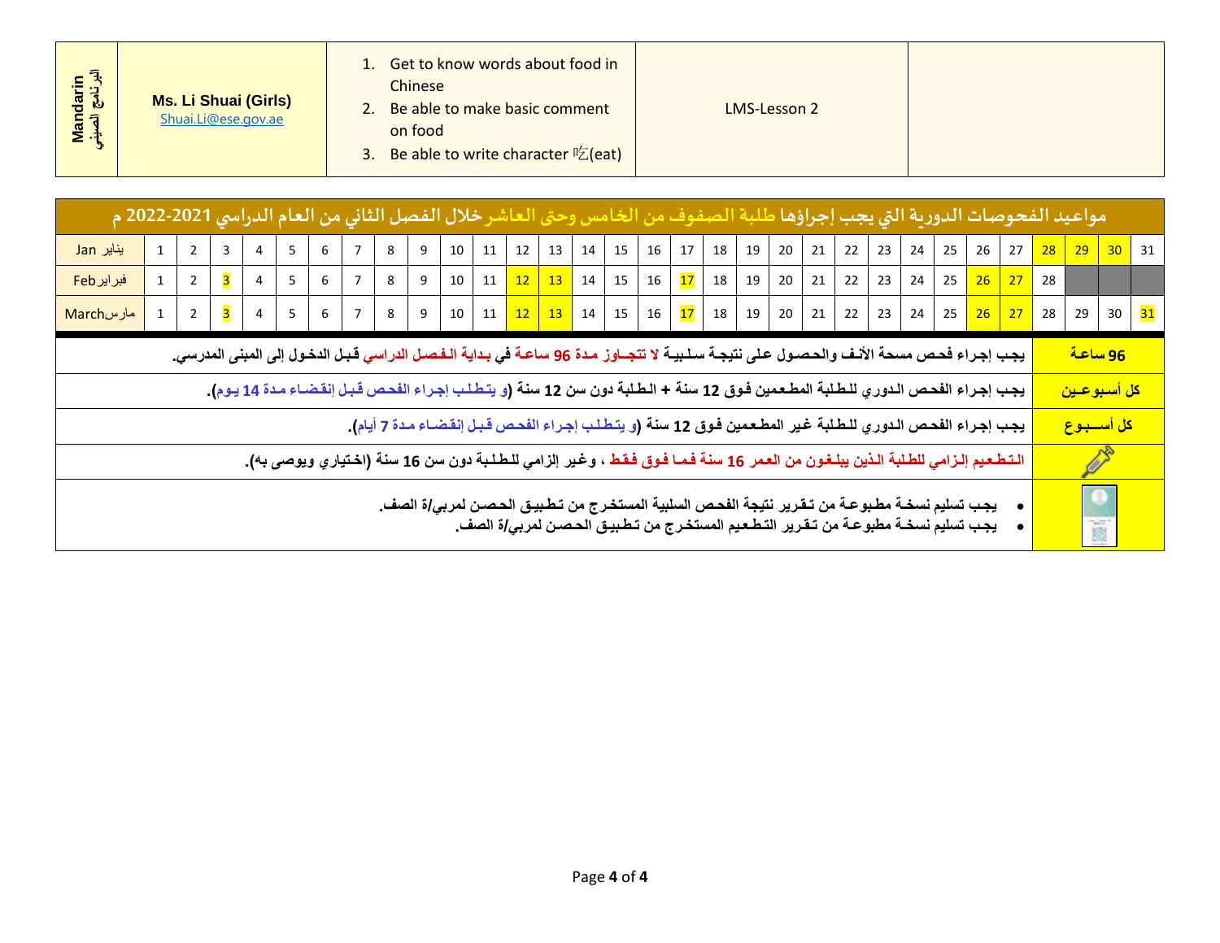| | | | | |
|---|---|---|---|---|
| **Mandarin البرنامج الصيني** | **Ms. Li Shuai (Girls)** Shuai.Li@ese.gov.ae | 1. Get to know words about food in Chinese 2. Be able to make basic comment on food 3. Be able to write character 吃(eat) | LMS-Lesson 2 | |

| مواعيد الفحوصات الدورية التي يجب إجراؤها طلبة الصفوف من الخامس وحتى العاشر خلال الفصل الثاني من العام الدراسي 2021-2022 م | | | | | | | | | | | | | | | | | | | | | | | | | | | | | | | |
|---|---|---|---|---|---|---|---|---|---|---|---|---|---|---|---|---|---|---|---|---|---|---|---|---|---|---|---|---|---|---|---|
| Jan يناير | 1 | 2 | 3 | 4 | 5 | 6 | 7 | 8 | 9 | 10 | 11 | 12 | 13 | 14 | 15 | 16 | 17 | 18 | 19 | 20 | 21 | 22 | 23 | 24 | 25 | 26 | 27 | 28 | 29 | 30 | 31 |
| Feb فبراير | 1 | 2 | 3 | 4 | 5 | 6 | 7 | 8 | 9 | 10 | 11 | 12 | 13 | 14 | 15 | 16 | 17 | 18 | 19 | 20 | 21 | 22 | 23 | 24 | 25 | 26 | 27 | 28 | | | |
| March مارس | 1 | 2 | 3 | 4 | 5 | 6 | 7 | 8 | 9 | 10 | 11 | 12 | 13 | 14 | 15 | 16 | 17 | 18 | 19 | 20 | 21 | 22 | 23 | 24 | 25 | 26 | 27 | 28 | 29 | 30 | 31 |

| | |
|---|---|
| يجب إجراء فحص مسحة الأنف والحصول على نتيجة سلبية لا تتجاوز مدة 96 ساعة في بداية الفصل الدراسي قبل الدخول إلى المبنى المدرسي. | **96 ساعة** |
| يجب إجراء الفحص الدوري للطلبة المطعمين فوق 12 سنة + الطلبة دون سن 12 سنة (و يتطلب إجراء الفحص قبل إنقضاء مدة 14 يوم). | **كل أسبوعين** |
| يجب إجراء الفحص الدوري للطلبة غير المطعمين فوق 12 سنة (و يتطلب إجراء الفحص قبل إنقضاء مدة 7 أيام). | **كل أسبوع** |
| التطعيم إلزامي للطلبة الذين يبلغون من العمر 16 سنة فما فوق فقط ، وغير إلزامي للطلبة دون سن 16 سنة (اختياري ويوصى به). | |
| • يجب تسليم نسخة مطبوعة من تقرير نتيجة الفحص السلبية المستخرج من تطبيق الحصن لمربي/ة الصف. • يجب تسليم نسخة مطبوعة من تقرير التطعيم المستخرج من تطبيق الحصن لمربي/ة الصف. | |